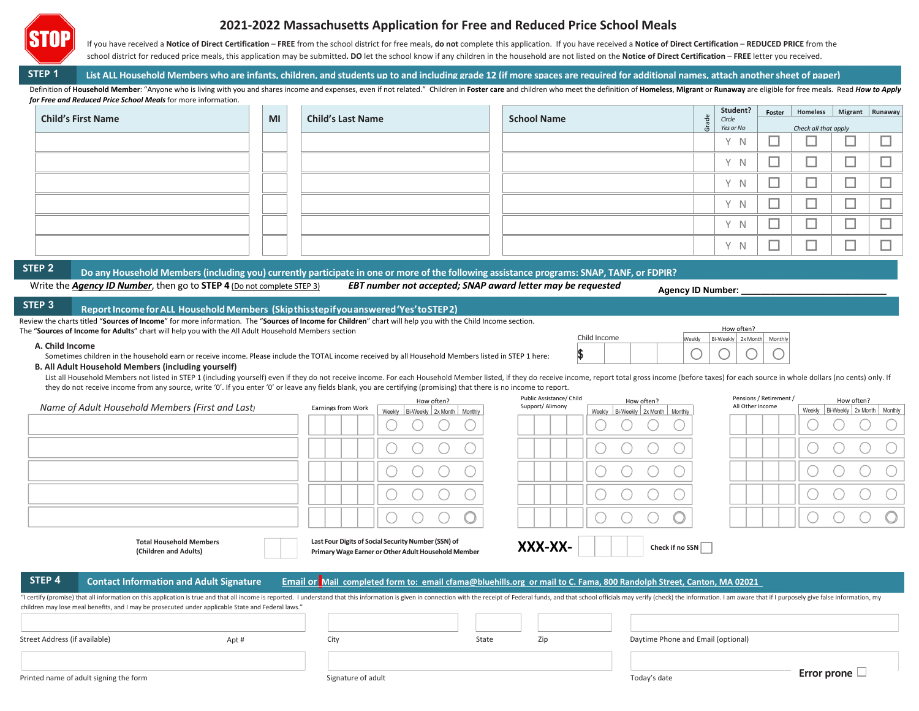# 2021-2022 Massachusetts Application for Free and Reduced Price School Meals

STOP

If you have received a **Notice of Direct Certification** – **FREE** from the school district for free meals, **do not** complete this application. If you have received a **Notice of Direct Certification** – **REDUCED PRICE** from the school district for reduced price meals, this application may be submitted**. DO** let the school know if any children in the household are not listed on the **Notice of Direct Certification** – **FREE** letter you received.

## STEP 1 List ALL Household Members who are infants, children, and students up to and including grade 12 (if more spaces are required for additional names, attach another sheet of paper)

Definition of **Household Member**: "Anyone who is living with you and shares income and expenses, even if not related." Children in **Foster care** and children who meet the definition of **Homeless, Migrant** or **Runaway** are eligible for free meals. Read ***How to Apply for Free and Reduced Price School Meals*** for more information.

| Child's First Name | MI | Child's Last Name | School Name | Grade | Student? *Circle Yes or No* | Foster | Homeless | Migrant | Runaway |
|---|---|---|---|---|---|---|---|---|---|
| | | | | | | *Check all that apply* | | | |
| | | | | | Y N | ☐ | ☐ | ☐ | ☐ |
| | | | | | Y N | ☐ | ☐ | ☐ | ☐ |
| | | | | | Y N | ☐ | ☐ | ☐ | ☐ |
| | | | | | Y N | ☐ | ☐ | ☐ | ☐ |
| | | | | | Y N | ☐ | ☐ | ☐ | ☐ |
| | | | | | Y N | ☐ | ☐ | ☐ | ☐ |

## STEP 2 Do any Household Members (including you) currently participate in one or more of the following assistance programs: SNAP, TANF, or FDPIR?

Write the ***Agency ID Number***, then go to **STEP 4** (Do not complete STEP 3) ***EBT number not accepted; SNAP award letter may be requested***

**Agency ID Number:** ______________________________

## STEP 3 Report Income for ALL Household Members (Skip this step if you answered 'Yes' to STEP 2)

Review the charts titled "**Sources of Income**" for more information. The "**Sources of Income for Children**" chart will help you with the Child Income section. The "**Sources of Income for Adults**" chart will help you with the All Adult Household Members section

**A. Child Income**

Sometimes children in the household earn or receive income. Please include the TOTAL income received by all Household Members listed in STEP 1 here:

| Child Income | How often? Weekly | Bi-Weekly | 2x Month | Monthly |
|---|---|---|---|---|
| $ | ○ | ○ | ○ | ○ |

**B. All Adult Household Members (including yourself)**

List all Household Members not listed in STEP 1 (including yourself) even if they do not receive income. For each Household Member listed, if they do receive income, report total gross income (before taxes) for each source in whole dollars (no cents) only. If they do not receive income from any source, write '0'. If you enter '0' or leave any fields blank, you are certifying (promising) that there is no income to report.

| *Name of Adult Household Members (First and Last)* | Earnings from Work | How often? Weekly | Bi-Weekly | 2x Month | Monthly | Public Assistance/ Child Support/ Alimony | How often? Weekly | Bi-Weekly | 2x Month | Monthly | Pensions / Retirement / All Other Income | How often? Weekly | Bi-Weekly | 2x Month | Monthly |
|---|---|---|---|---|---|---|---|---|---|---|---|---|---|---|---|
| | | ○ | ○ | ○ | ○ | | ○ | ○ | ○ | ○ | | ○ | ○ | ○ | ○ |
| | | ○ | ○ | ○ | ○ | | ○ | ○ | ○ | ○ | | ○ | ○ | ○ | ○ |
| | | ○ | ○ | ○ | ○ | | ○ | ○ | ○ | ○ | | ○ | ○ | ○ | ○ |
| | | ○ | ○ | ○ | ○ | | ○ | ○ | ○ | ○ | | ○ | ○ | ○ | ○ |
| | | ○ | ○ | ○ | ○ | | ○ | ○ | ○ | ○ | | ○ | ○ | ○ | ○ |

**Total Household Members (Children and Adults)** ____

**Last Four Digits of Social Security Number (SSN) of Primary Wage Earner or Other Adult Household Member** **XXX-XX-** ____ Check if no SSN ☐

## STEP 4 Contact Information and Adult Signature

Email or Mail completed form to: email cfama@bluehills.org or mail to C. Fama, 800 Randolph Street, Canton, MA 02021

"I certify (promise) that all information on this application is true and that all income is reported. I understand that this information is given in connection with the receipt of Federal funds, and that school officials may verify (check) the information. I am aware that if I purposely give false information, my children may lose meal benefits, and I may be prosecuted under applicable State and Federal laws."

Street Address (if available) ____ Apt # ____ City ____ State ____ Zip ____ Daytime Phone and Email (optional) ____

Printed name of adult signing the form ____ Signature of adult ____ Today's date ____

**Error prone** ☐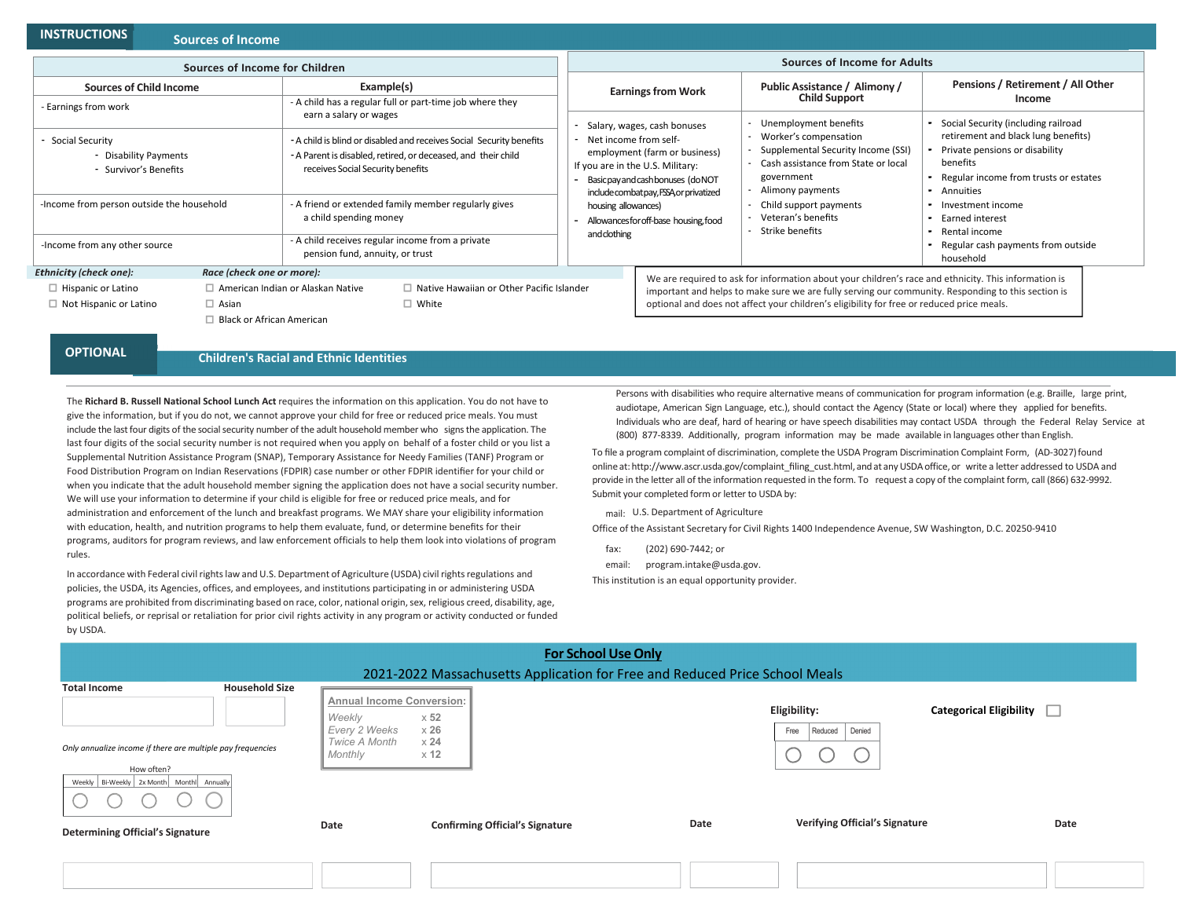## INSTRUCTIONS — Sources of Income

### Sources of Income for Children

| Sources of Child Income | Example(s) |
|---|---|
| - Earnings from work | - A child has a regular full or part-time job where they earn a salary or wages |
| - Social Security<br>- Disability Payments<br>- Survivor's Benefits | - A child is blind or disabled and receives Social Security benefits<br>- A Parent is disabled, retired, or deceased, and their child receives Social Security benefits |
| -Income from person outside the household | - A friend or extended family member regularly gives a child spending money |
| -Income from any other source | - A child receives regular income from a private pension fund, annuity, or trust |

### Sources of Income for Adults

| Earnings from Work | Public Assistance / Alimony / Child Support | Pensions / Retirement / All Other Income |
|---|---|---|
| - Salary, wages, cash bonuses<br>- Net income from self-employment (farm or business)<br>If you are in the U.S. Military:<br>- Basic pay and cash bonuses (do NOT include combat pay, FSSA or privatized housing allowances)<br>- Allowances for off-base housing, food and clothing | - Unemployment benefits<br>- Worker's compensation<br>- Supplemental Security Income (SSI)<br>- Cash assistance from State or local government<br>- Alimony payments<br>- Child support payments<br>- Veteran's benefits<br>- Strike benefits | - Social Security (including railroad retirement and black lung benefits)<br>- Private pensions or disability benefits<br>- Regular income from trusts or estates<br>- Annuities<br>- Investment income<br>- Earned interest<br>- Rental income<br>- Regular cash payments from outside household |

## OPTIONAL — Children's Racial and Ethnic Identities

***Ethnicity (check one):***

- ☐ Hispanic or Latino
- ☐ Not Hispanic or Latino

***Race (check one or more):***

- ☐ American Indian or Alaskan Native
- ☐ Asian
- ☐ Black or African American
- ☐ Native Hawaiian or Other Pacific Islander
- ☐ White

We are required to ask for information about your children's race and ethnicity. This information is important and helps to make sure we are fully serving our community. Responding to this section is optional and does not affect your children's eligibility for free or reduced price meals.

The **Richard B. Russell National School Lunch Act** requires the information on this application. You do not have to give the information, but if you do not, we cannot approve your child for free or reduced price meals. You must include the last four digits of the social security number of the adult household member who signs the application. The last four digits of the social security number is not required when you apply on behalf of a foster child or you list a Supplemental Nutrition Assistance Program (SNAP), Temporary Assistance for Needy Families (TANF) Program or Food Distribution Program on Indian Reservations (FDPIR) case number or other FDPIR identifier for your child or when you indicate that the adult household member signing the application does not have a social security number. We will use your information to determine if your child is eligible for free or reduced price meals, and for administration and enforcement of the lunch and breakfast programs. We MAY share your eligibility information with education, health, and nutrition programs to help them evaluate, fund, or determine benefits for their programs, auditors for program reviews, and law enforcement officials to help them look into violations of program rules.

In accordance with Federal civil rights law and U.S. Department of Agriculture (USDA) civil rights regulations and policies, the USDA, its Agencies, offices, and employees, and institutions participating in or administering USDA programs are prohibited from discriminating based on race, color, national origin, sex, religious creed, disability, age, political beliefs, or reprisal or retaliation for prior civil rights activity in any program or activity conducted or funded by USDA.

Persons with disabilities who require alternative means of communication for program information (e.g. Braille, large print, audiotape, American Sign Language, etc.), should contact the Agency (State or local) where they applied for benefits. Individuals who are deaf, hard of hearing or have speech disabilities may contact USDA through the Federal Relay Service at (800) 877-8339. Additionally, program information may be made available in languages other than English.

To file a program complaint of discrimination, complete the USDA Program Discrimination Complaint Form, (AD-3027) found online at: http://www.ascr.usda.gov/complaint_filing_cust.html, and at any USDA office, or write a letter addressed to USDA and provide in the letter all of the information requested in the form. To request a copy of the complaint form, call (866) 632-9992. Submit your completed form or letter to USDA by:

mail: U.S. Department of Agriculture

Office of the Assistant Secretary for Civil Rights 1400 Independence Avenue, SW Washington, D.C. 20250-9410

fax: (202) 690-7442; or

email: program.intake@usda.gov.

This institution is an equal opportunity provider.

## For School Use Only

### 2021-2022 Massachusetts Application for Free and Reduced Price School Meals

**Total Income** ____ **Household Size** ____

*Only annualize income if there are multiple pay frequencies*

How often?

| Weekly | Bi-Weekly | 2x Month | Monthly | Annually |
|---|---|---|---|---|
| ○ | ○ | ○ | ○ | ○ |

| Annual Income Conversion: | |
|---|---|
| Weekly | x 52 |
| Every 2 Weeks | x 26 |
| Twice A Month | x 24 |
| Monthly | x 12 |

**Eligibility:**

| Free | Reduced | Denied |
|---|---|---|
| ○ | ○ | ○ |

**Categorical Eligibility** ☐

**Determining Official's Signature** ____ **Date** ____ **Confirming Official's Signature** ____ **Date** ____ **Verifying Official's Signature** ____ **Date** ____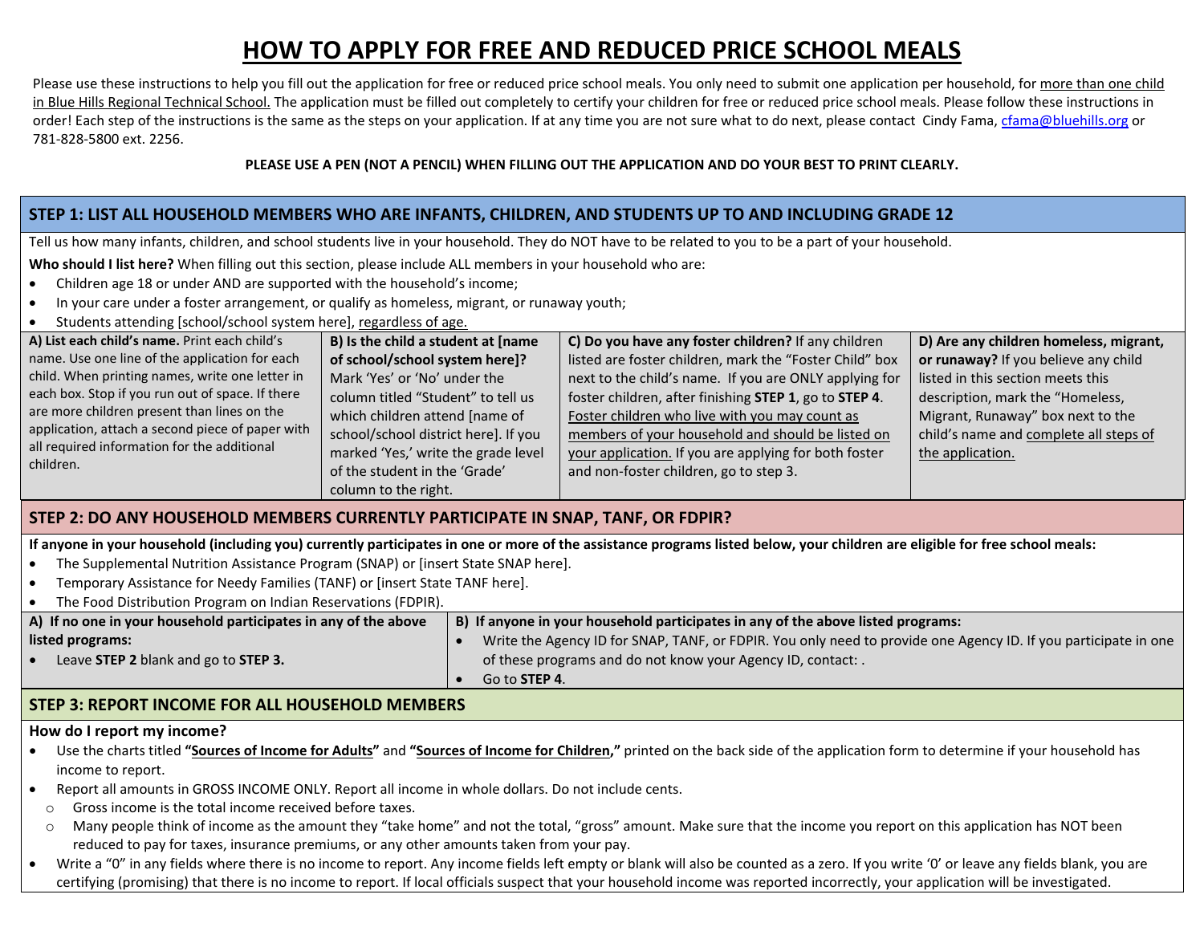# HOW TO APPLY FOR FREE AND REDUCED PRICE SCHOOL MEALS

Please use these instructions to help you fill out the application for free or reduced price school meals. You only need to submit one application per household, for more than one child in Blue Hills Regional Technical School. The application must be filled out completely to certify your children for free or reduced price school meals. Please follow these instructions in order! Each step of the instructions is the same as the steps on your application. If at any time you are not sure what to do next, please contact Cindy Fama, cfama@bluehills.org or 781-828-5800 ext. 2256.

**PLEASE USE A PEN (NOT A PENCIL) WHEN FILLING OUT THE APPLICATION AND DO YOUR BEST TO PRINT CLEARLY.**

## STEP 1: LIST ALL HOUSEHOLD MEMBERS WHO ARE INFANTS, CHILDREN, AND STUDENTS UP TO AND INCLUDING GRADE 12

Tell us how many infants, children, and school students live in your household. They do NOT have to be related to you to be a part of your household.

**Who should I list here?** When filling out this section, please include ALL members in your household who are:

- Children age 18 or under AND are supported with the household's income;
- In your care under a foster arrangement, or qualify as homeless, migrant, or runaway youth;
- Students attending [school/school system here], regardless of age.

| A) List each child's name. | B) Is the child a student at [name of school/school system here]? | C) Do you have any foster children? | D) Are any children homeless, migrant, or runaway? |
|---|---|---|---|
| Print each child's name. Use one line of the application for each child. When printing names, write one letter in each box. Stop if you run out of space. If there are more children present than lines on the application, attach a second piece of paper with all required information for the additional children. | Mark 'Yes' or 'No' under the column titled "Student" to tell us which children attend [name of school/school district here]. If you marked 'Yes,' write the grade level of the student in the 'Grade' column to the right. | If any children listed are foster children, mark the "Foster Child" box next to the child's name. If you are ONLY applying for foster children, after finishing **STEP 1**, go to **STEP 4**. Foster children who live with you may count as members of your household and should be listed on your application. If you are applying for both foster and non-foster children, go to step 3. | If you believe any child listed in this section meets this description, mark the "Homeless, Migrant, Runaway" box next to the child's name and complete all steps of the application. |

## STEP 2: DO ANY HOUSEHOLD MEMBERS CURRENTLY PARTICIPATE IN SNAP, TANF, OR FDPIR?

**If anyone in your household (including you) currently participates in one or more of the assistance programs listed below, your children are eligible for free school meals:**

- The Supplemental Nutrition Assistance Program (SNAP) or [insert State SNAP here].
- Temporary Assistance for Needy Families (TANF) or [insert State TANF here].
- The Food Distribution Program on Indian Reservations (FDPIR).

| A) If no one in your household participates in any of the above listed programs: | B) If anyone in your household participates in any of the above listed programs: |
|---|---|
| • Leave **STEP 2** blank and go to **STEP 3.** | • Write the Agency ID for SNAP, TANF, or FDPIR. You only need to provide one Agency ID. If you participate in one of these programs and do not know your Agency ID, contact: . <br> • Go to **STEP 4**. |

## STEP 3: REPORT INCOME FOR ALL HOUSEHOLD MEMBERS

**How do I report my income?**

- Use the charts titled **"Sources of Income for Adults"** and **"Sources of Income for Children,"** printed on the back side of the application form to determine if your household has income to report.
- Report all amounts in GROSS INCOME ONLY. Report all income in whole dollars. Do not include cents.
  - Gross income is the total income received before taxes.
  - Many people think of income as the amount they "take home" and not the total, "gross" amount. Make sure that the income you report on this application has NOT been reduced to pay for taxes, insurance premiums, or any other amounts taken from your pay.
- Write a "0" in any fields where there is no income to report. Any income fields left empty or blank will also be counted as a zero. If you write '0' or leave any fields blank, you are certifying (promising) that there is no income to report. If local officials suspect that your household income was reported incorrectly, your application will be investigated.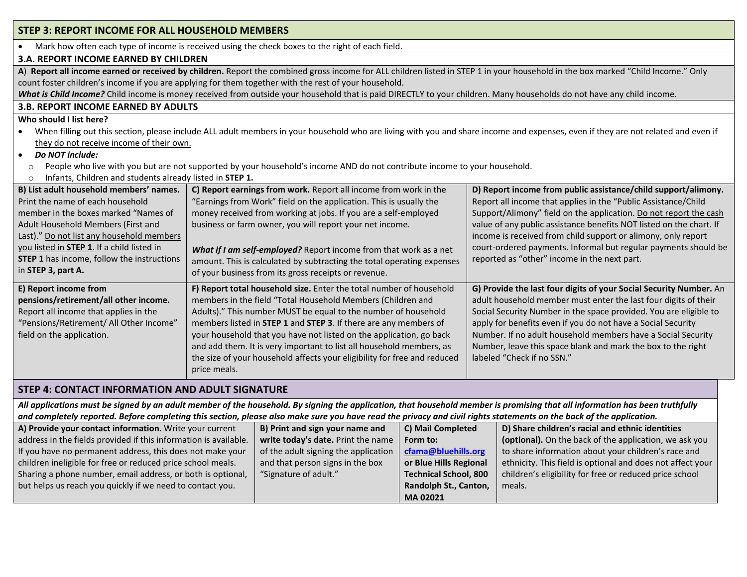## STEP 3: REPORT INCOME FOR ALL HOUSEHOLD MEMBERS

- Mark how often each type of income is received using the check boxes to the right of each field.

### 3.A. REPORT INCOME EARNED BY CHILDREN

**A) Report all income earned or received by children.** Report the combined gross income for ALL children listed in STEP 1 in your household in the box marked "Child Income." Only count foster children's income if you are applying for them together with the rest of your household.

***What is Child Income?*** Child income is money received from outside your household that is paid DIRECTLY to your children. Many households do not have any child income.

### 3.B. REPORT INCOME EARNED BY ADULTS

**Who should I list here?**

- When filling out this section, please include ALL adult members in your household who are living with you and share income and expenses, even if they are not related and even if they do not receive income of their own.
- ***Do NOT include:***
  - People who live with you but are not supported by your household's income AND do not contribute income to your household.
  - Infants, Children and students already listed in **STEP 1.**

| | | |
|---|---|---|
| **B) List adult household members' names.** Print the name of each household member in the boxes marked "Names of Adult Household Members (First and Last)." Do not list any household members you listed in **STEP 1**. If a child listed in **STEP 1** has income, follow the instructions in **STEP 3, part A.** | **C) Report earnings from work.** Report all income from work in the "Earnings from Work" field on the application. This is usually the money received from working at jobs. If you are a self-employed business or farm owner, you will report your net income.<br><br>***What if I am self-employed?*** Report income from that work as a net amount. This is calculated by subtracting the total operating expenses of your business from its gross receipts or revenue. | **D) Report income from public assistance/child support/alimony.** Report all income that applies in the "Public Assistance/Child Support/Alimony" field on the application. Do not report the cash value of any public assistance benefits NOT listed on the chart. If income is received from child support or alimony, only report court-ordered payments. Informal but regular payments should be reported as "other" income in the next part. |
| **E) Report income from pensions/retirement/all other income.** Report all income that applies in the "Pensions/Retirement/ All Other Income" field on the application. | **F) Report total household size.** Enter the total number of household members in the field "Total Household Members (Children and Adults)." This number MUST be equal to the number of household members listed in **STEP 1** and **STEP 3**. If there are any members of your household that you have not listed on the application, go back and add them. It is very important to list all household members, as the size of your household affects your eligibility for free and reduced price meals. | **G) Provide the last four digits of your Social Security Number.** An adult household member must enter the last four digits of their Social Security Number in the space provided. You are eligible to apply for benefits even if you do not have a Social Security Number. If no adult household members have a Social Security Number, leave this space blank and mark the box to the right labeled "Check if no SSN." |

## STEP 4: CONTACT INFORMATION AND ADULT SIGNATURE

***All applications must be signed by an adult member of the household. By signing the application, that household member is promising that all information has been truthfully and completely reported. Before completing this section, please also make sure you have read the privacy and civil rights statements on the back of the application.***

| | | | |
|---|---|---|---|
| **A) Provide your contact information.** Write your current address in the fields provided if this information is available. If you have no permanent address, this does not make your children ineligible for free or reduced price school meals. Sharing a phone number, email address, or both is optional, but helps us reach you quickly if we need to contact you. | **B) Print and sign your name and write today's date.** Print the name of the adult signing the application and that person signs in the box "Signature of adult." | **C) Mail Completed Form to:** **cfama@bluehills.org or Blue Hills Regional Technical School, 800 Randolph St., Canton, MA 02021** | **D) Share children's racial and ethnic identities (optional).** On the back of the application, we ask you to share information about your children's race and ethnicity. This field is optional and does not affect your children's eligibility for free or reduced price school meals. |